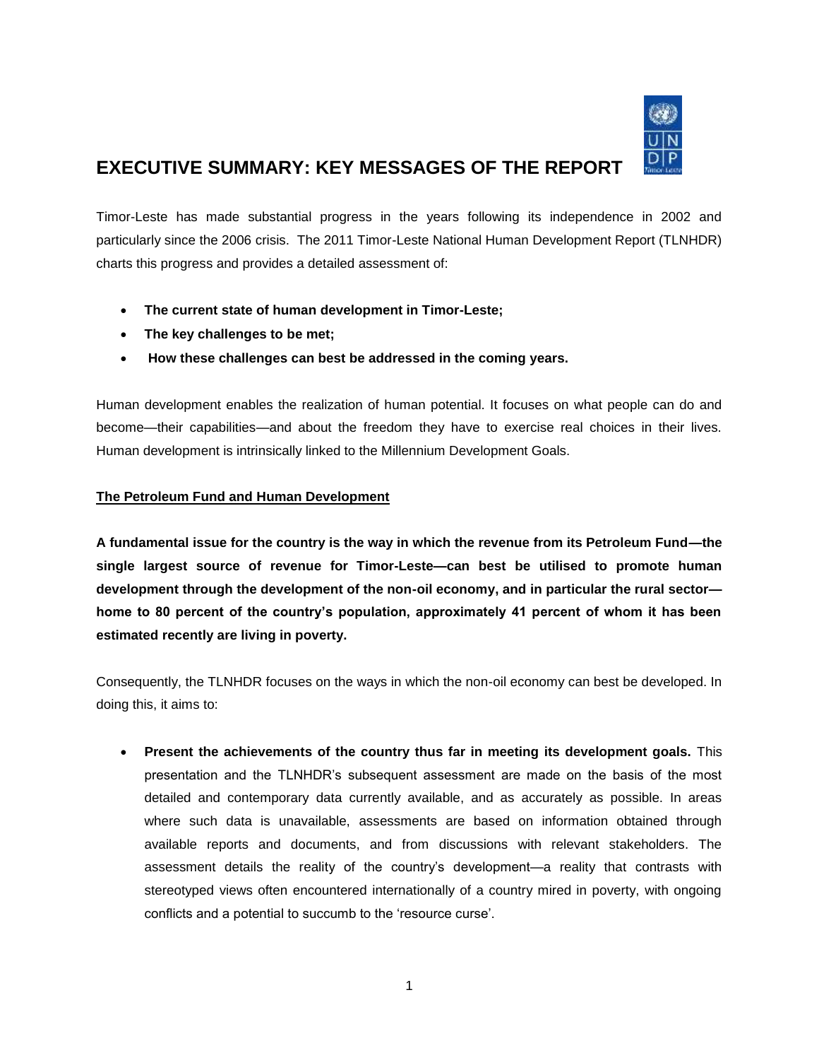# EXECUTIVE SUMMARY: KEY MESSAGES OF THE REPORT

Timor-Leste has made substantial progress in the years following its independence in 2002 and particularly since the 2006 crisis. The 2011 Timor-Leste National Human Development Report (TLNHDR) charts this progress and provides a detailed assessment of:

- **The current state of human development in Timor-Leste;**
- **The key challenges to be met;**
- **How these challenges can best be addressed in the coming years.**

Human development enables the realization of human potential. It focuses on what people can do and become—their capabilities—and about the freedom they have to exercise real choices in their lives. Human development is intrinsically linked to the Millennium Development Goals.

## The Petroleum Fund and Human Development

**A fundamental issue for the country is the way in which the revenue from its Petroleum Fund—the single largest source of revenue for Timor-Leste—can best be utilised to promote human development through the development of the non-oil economy, and in particular the rural sector—home to 80 percent of the country's population, approximately 41 percent of whom it has been estimated recently are living in poverty.**

Consequently, the TLNHDR focuses on the ways in which the non-oil economy can best be developed. In doing this, it aims to:

- **Present the achievements of the country thus far in meeting its development goals.** This presentation and the TLNHDR's subsequent assessment are made on the basis of the most detailed and contemporary data currently available, and as accurately as possible. In areas where such data is unavailable, assessments are based on information obtained through available reports and documents, and from discussions with relevant stakeholders. The assessment details the reality of the country's development—a reality that contrasts with stereotyped views often encountered internationally of a country mired in poverty, with ongoing conflicts and a potential to succumb to the 'resource curse'.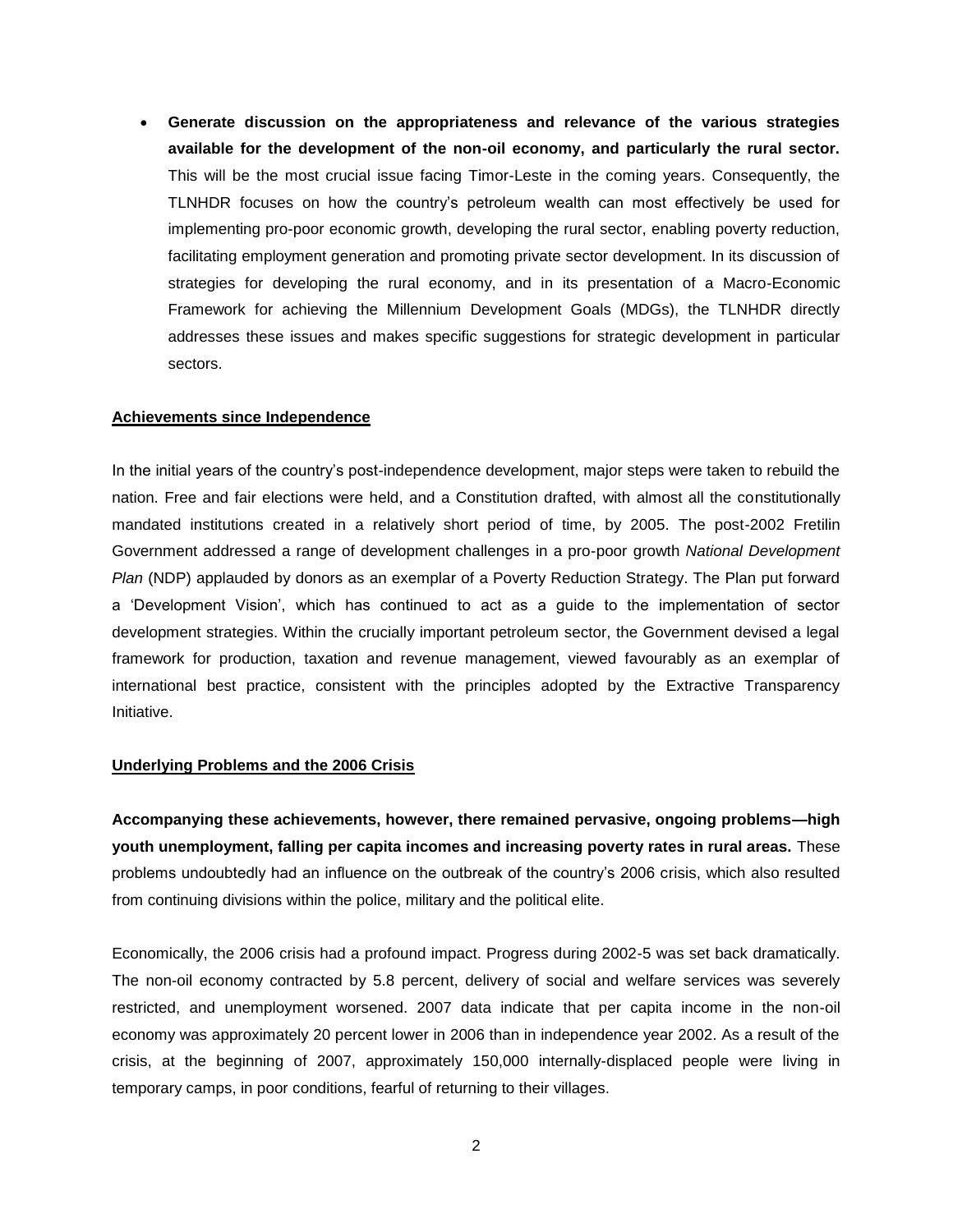- **Generate discussion on the appropriateness and relevance of the various strategies available for the development of the non-oil economy, and particularly the rural sector.** This will be the most crucial issue facing Timor-Leste in the coming years. Consequently, the TLNHDR focuses on how the country's petroleum wealth can most effectively be used for implementing pro-poor economic growth, developing the rural sector, enabling poverty reduction, facilitating employment generation and promoting private sector development. In its discussion of strategies for developing the rural economy, and in its presentation of a Macro-Economic Framework for achieving the Millennium Development Goals (MDGs), the TLNHDR directly addresses these issues and makes specific suggestions for strategic development in particular sectors.

## Achievements since Independence

In the initial years of the country's post-independence development, major steps were taken to rebuild the nation. Free and fair elections were held, and a Constitution drafted, with almost all the constitutionally mandated institutions created in a relatively short period of time, by 2005. The post-2002 Fretilin Government addressed a range of development challenges in a pro-poor growth *National Development Plan* (NDP) applauded by donors as an exemplar of a Poverty Reduction Strategy. The Plan put forward a 'Development Vision', which has continued to act as a guide to the implementation of sector development strategies. Within the crucially important petroleum sector, the Government devised a legal framework for production, taxation and revenue management, viewed favourably as an exemplar of international best practice, consistent with the principles adopted by the Extractive Transparency Initiative.

## Underlying Problems and the 2006 Crisis

**Accompanying these achievements, however, there remained pervasive, ongoing problems—high youth unemployment, falling per capita incomes and increasing poverty rates in rural areas.** These problems undoubtedly had an influence on the outbreak of the country's 2006 crisis, which also resulted from continuing divisions within the police, military and the political elite.

Economically, the 2006 crisis had a profound impact. Progress during 2002-5 was set back dramatically. The non-oil economy contracted by 5.8 percent, delivery of social and welfare services was severely restricted, and unemployment worsened. 2007 data indicate that per capita income in the non-oil economy was approximately 20 percent lower in 2006 than in independence year 2002. As a result of the crisis, at the beginning of 2007, approximately 150,000 internally-displaced people were living in temporary camps, in poor conditions, fearful of returning to their villages.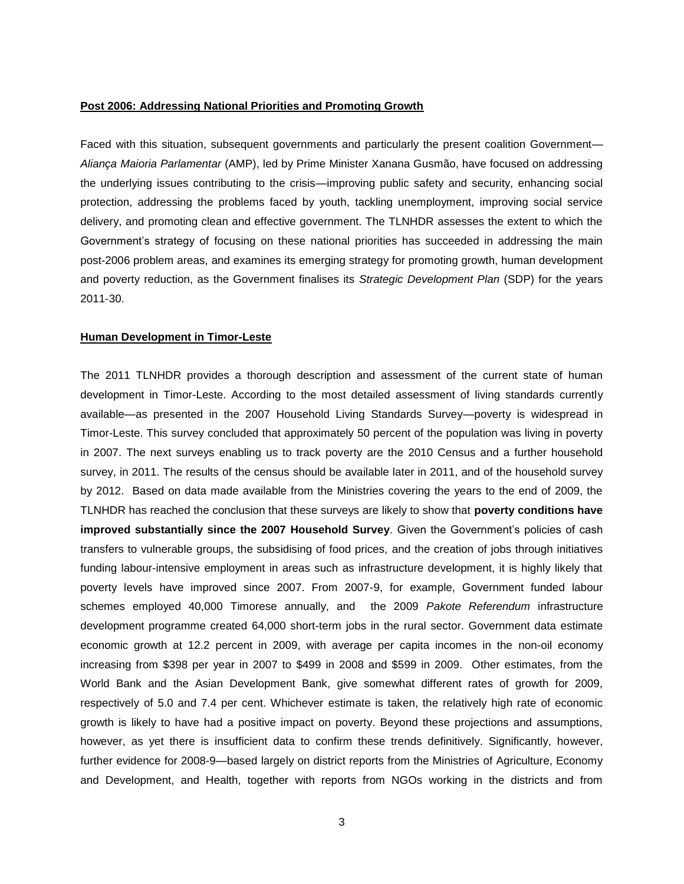**Post 2006: Addressing National Priorities and Promoting Growth**

Faced with this situation, subsequent governments and particularly the present coalition Government—*Aliança Maioria Parlamentar* (AMP), led by Prime Minister Xanana Gusmão, have focused on addressing the underlying issues contributing to the crisis—improving public safety and security, enhancing social protection, addressing the problems faced by youth, tackling unemployment, improving social service delivery, and promoting clean and effective government. The TLNHDR assesses the extent to which the Government's strategy of focusing on these national priorities has succeeded in addressing the main post-2006 problem areas, and examines its emerging strategy for promoting growth, human development and poverty reduction, as the Government finalises its *Strategic Development Plan* (SDP) for the years 2011-30.

**Human Development in Timor-Leste**

The 2011 TLNHDR provides a thorough description and assessment of the current state of human development in Timor-Leste. According to the most detailed assessment of living standards currently available—as presented in the 2007 Household Living Standards Survey—poverty is widespread in Timor-Leste. This survey concluded that approximately 50 percent of the population was living in poverty in 2007. The next surveys enabling us to track poverty are the 2010 Census and a further household survey, in 2011. The results of the census should be available later in 2011, and of the household survey by 2012. Based on data made available from the Ministries covering the years to the end of 2009, the TLNHDR has reached the conclusion that these surveys are likely to show that **poverty conditions have improved substantially since the 2007 Household Survey**. Given the Government's policies of cash transfers to vulnerable groups, the subsidising of food prices, and the creation of jobs through initiatives funding labour-intensive employment in areas such as infrastructure development, it is highly likely that poverty levels have improved since 2007. From 2007-9, for example, Government funded labour schemes employed 40,000 Timorese annually, and the 2009 *Pakote Referendum* infrastructure development programme created 64,000 short-term jobs in the rural sector. Government data estimate economic growth at 12.2 percent in 2009, with average per capita incomes in the non-oil economy increasing from $398 per year in 2007 to $499 in 2008 and $599 in 2009. Other estimates, from the World Bank and the Asian Development Bank, give somewhat different rates of growth for 2009, respectively of 5.0 and 7.4 per cent. Whichever estimate is taken, the relatively high rate of economic growth is likely to have had a positive impact on poverty. Beyond these projections and assumptions, however, as yet there is insufficient data to confirm these trends definitively. Significantly, however, further evidence for 2008-9—based largely on district reports from the Ministries of Agriculture, Economy and Development, and Health, together with reports from NGOs working in the districts and from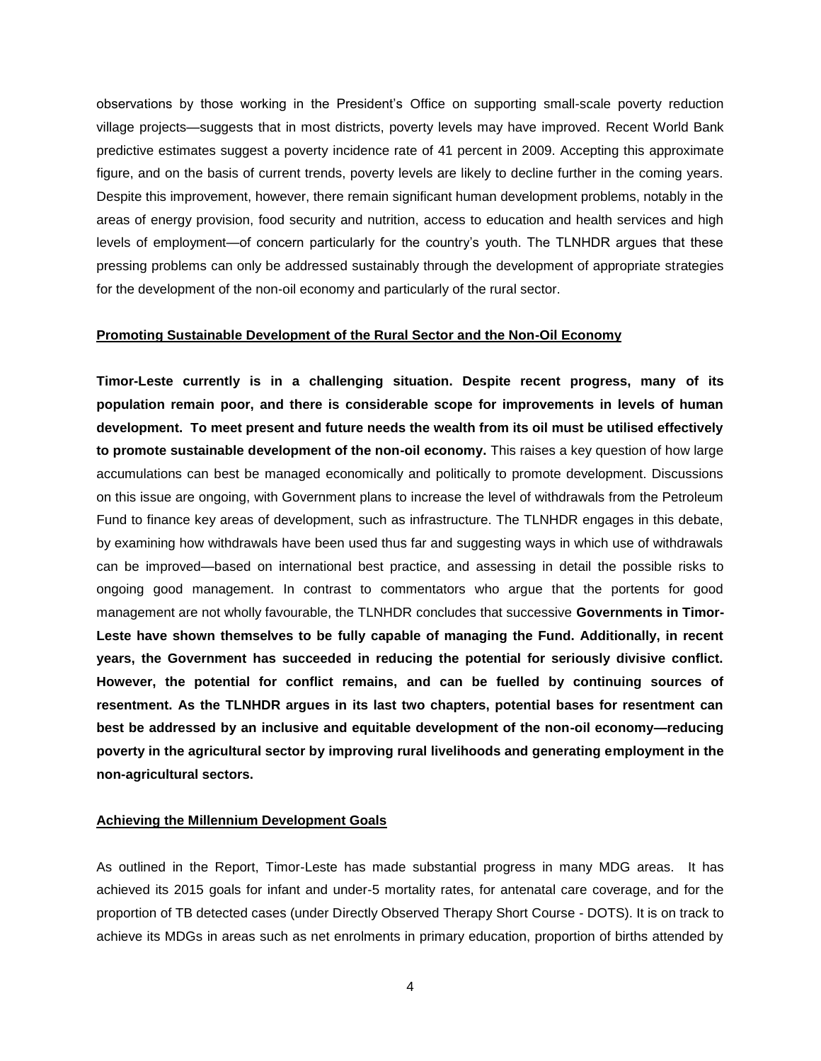observations by those working in the President's Office on supporting small-scale poverty reduction village projects—suggests that in most districts, poverty levels may have improved. Recent World Bank predictive estimates suggest a poverty incidence rate of 41 percent in 2009. Accepting this approximate figure, and on the basis of current trends, poverty levels are likely to decline further in the coming years. Despite this improvement, however, there remain significant human development problems, notably in the areas of energy provision, food security and nutrition, access to education and health services and high levels of employment—of concern particularly for the country's youth. The TLNHDR argues that these pressing problems can only be addressed sustainably through the development of appropriate strategies for the development of the non-oil economy and particularly of the rural sector.

## Promoting Sustainable Development of the Rural Sector and the Non-Oil Economy

**Timor-Leste currently is in a challenging situation. Despite recent progress, many of its population remain poor, and there is considerable scope for improvements in levels of human development. To meet present and future needs the wealth from its oil must be utilised effectively to promote sustainable development of the non-oil economy.** This raises a key question of how large accumulations can best be managed economically and politically to promote development. Discussions on this issue are ongoing, with Government plans to increase the level of withdrawals from the Petroleum Fund to finance key areas of development, such as infrastructure. The TLNHDR engages in this debate, by examining how withdrawals have been used thus far and suggesting ways in which use of withdrawals can be improved—based on international best practice, and assessing in detail the possible risks to ongoing good management. In contrast to commentators who argue that the portents for good management are not wholly favourable, the TLNHDR concludes that successive **Governments in Timor-Leste have shown themselves to be fully capable of managing the Fund. Additionally, in recent years, the Government has succeeded in reducing the potential for seriously divisive conflict. However, the potential for conflict remains, and can be fuelled by continuing sources of resentment. As the TLNHDR argues in its last two chapters, potential bases for resentment can best be addressed by an inclusive and equitable development of the non-oil economy—reducing poverty in the agricultural sector by improving rural livelihoods and generating employment in the non-agricultural sectors.**

## Achieving the Millennium Development Goals

As outlined in the Report, Timor-Leste has made substantial progress in many MDG areas. It has achieved its 2015 goals for infant and under-5 mortality rates, for antenatal care coverage, and for the proportion of TB detected cases (under Directly Observed Therapy Short Course - DOTS). It is on track to achieve its MDGs in areas such as net enrolments in primary education, proportion of births attended by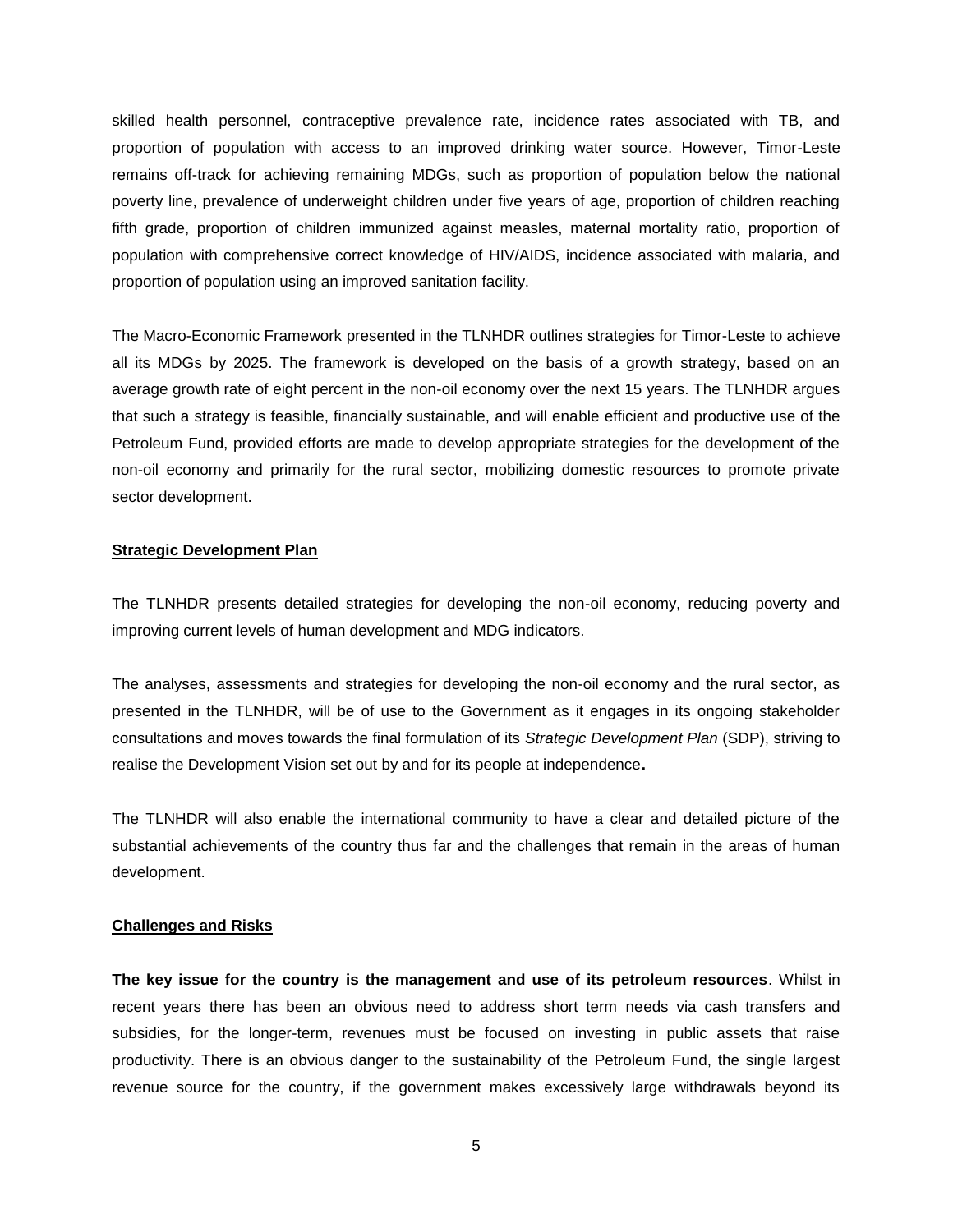skilled health personnel, contraceptive prevalence rate, incidence rates associated with TB, and proportion of population with access to an improved drinking water source. However, Timor-Leste remains off-track for achieving remaining MDGs, such as proportion of population below the national poverty line, prevalence of underweight children under five years of age, proportion of children reaching fifth grade, proportion of children immunized against measles, maternal mortality ratio, proportion of population with comprehensive correct knowledge of HIV/AIDS, incidence associated with malaria, and proportion of population using an improved sanitation facility.

The Macro-Economic Framework presented in the TLNHDR outlines strategies for Timor-Leste to achieve all its MDGs by 2025. The framework is developed on the basis of a growth strategy, based on an average growth rate of eight percent in the non-oil economy over the next 15 years. The TLNHDR argues that such a strategy is feasible, financially sustainable, and will enable efficient and productive use of the Petroleum Fund, provided efforts are made to develop appropriate strategies for the development of the non-oil economy and primarily for the rural sector, mobilizing domestic resources to promote private sector development.

## Strategic Development Plan

The TLNHDR presents detailed strategies for developing the non-oil economy, reducing poverty and improving current levels of human development and MDG indicators.

The analyses, assessments and strategies for developing the non-oil economy and the rural sector, as presented in the TLNHDR, will be of use to the Government as it engages in its ongoing stakeholder consultations and moves towards the final formulation of its *Strategic Development Plan* (SDP), striving to realise the Development Vision set out by and for its people at independence.

The TLNHDR will also enable the international community to have a clear and detailed picture of the substantial achievements of the country thus far and the challenges that remain in the areas of human development.

## Challenges and Risks

**The key issue for the country is the management and use of its petroleum resources**. Whilst in recent years there has been an obvious need to address short term needs via cash transfers and subsidies, for the longer-term, revenues must be focused on investing in public assets that raise productivity. There is an obvious danger to the sustainability of the Petroleum Fund, the single largest revenue source for the country, if the government makes excessively large withdrawals beyond its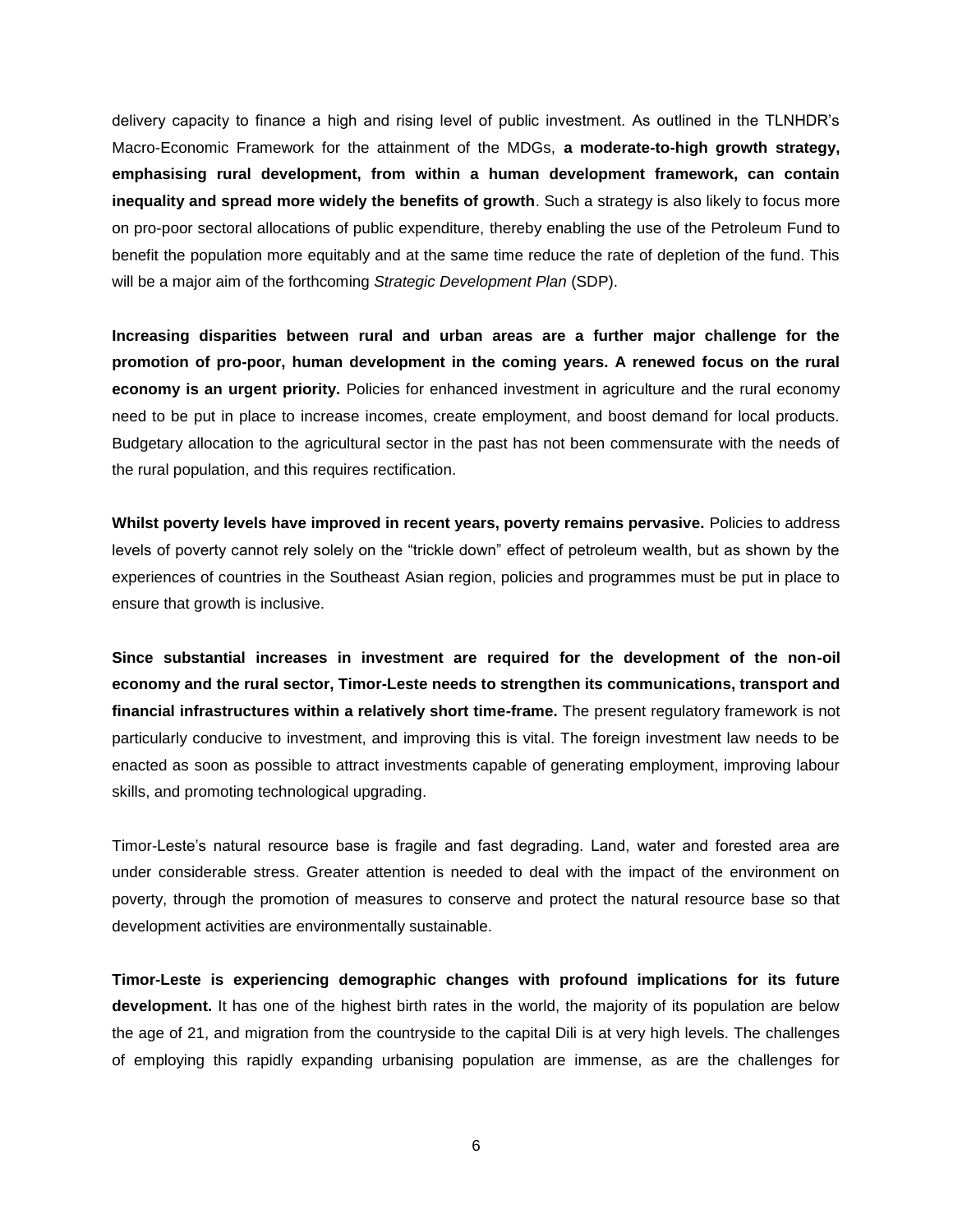delivery capacity to finance a high and rising level of public investment. As outlined in the TLNHDR's Macro-Economic Framework for the attainment of the MDGs, **a moderate-to-high growth strategy, emphasising rural development, from within a human development framework, can contain inequality and spread more widely the benefits of growth**. Such a strategy is also likely to focus more on pro-poor sectoral allocations of public expenditure, thereby enabling the use of the Petroleum Fund to benefit the population more equitably and at the same time reduce the rate of depletion of the fund. This will be a major aim of the forthcoming *Strategic Development Plan* (SDP).

**Increasing disparities between rural and urban areas are a further major challenge for the promotion of pro-poor, human development in the coming years. A renewed focus on the rural economy is an urgent priority.** Policies for enhanced investment in agriculture and the rural economy need to be put in place to increase incomes, create employment, and boost demand for local products. Budgetary allocation to the agricultural sector in the past has not been commensurate with the needs of the rural population, and this requires rectification.

**Whilst poverty levels have improved in recent years, poverty remains pervasive.** Policies to address levels of poverty cannot rely solely on the "trickle down" effect of petroleum wealth, but as shown by the experiences of countries in the Southeast Asian region, policies and programmes must be put in place to ensure that growth is inclusive.

**Since substantial increases in investment are required for the development of the non-oil economy and the rural sector, Timor-Leste needs to strengthen its communications, transport and financial infrastructures within a relatively short time-frame.** The present regulatory framework is not particularly conducive to investment, and improving this is vital. The foreign investment law needs to be enacted as soon as possible to attract investments capable of generating employment, improving labour skills, and promoting technological upgrading.

Timor-Leste's natural resource base is fragile and fast degrading. Land, water and forested area are under considerable stress. Greater attention is needed to deal with the impact of the environment on poverty, through the promotion of measures to conserve and protect the natural resource base so that development activities are environmentally sustainable.

**Timor-Leste is experiencing demographic changes with profound implications for its future development.** It has one of the highest birth rates in the world, the majority of its population are below the age of 21, and migration from the countryside to the capital Dili is at very high levels. The challenges of employing this rapidly expanding urbanising population are immense, as are the challenges for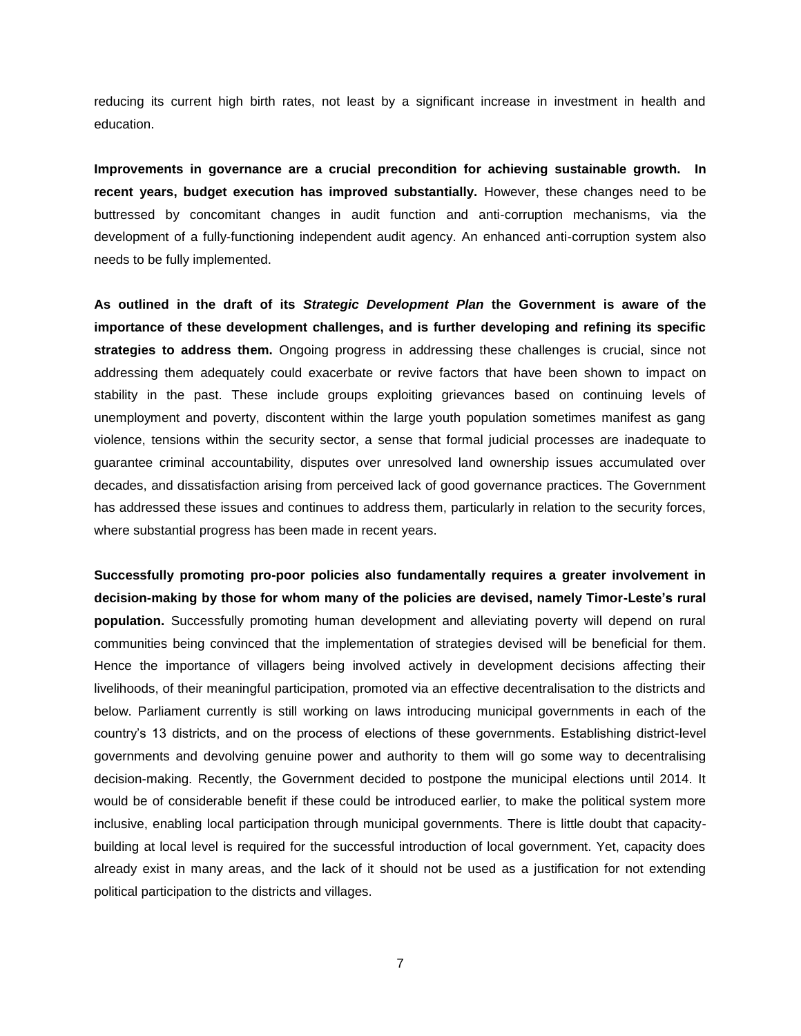reducing its current high birth rates, not least by a significant increase in investment in health and education.

**Improvements in governance are a crucial precondition for achieving sustainable growth. In recent years, budget execution has improved substantially.** However, these changes need to be buttressed by concomitant changes in audit function and anti-corruption mechanisms, via the development of a fully-functioning independent audit agency. An enhanced anti-corruption system also needs to be fully implemented.

**As outlined in the draft of its *Strategic Development Plan* the Government is aware of the importance of these development challenges, and is further developing and refining its specific strategies to address them.** Ongoing progress in addressing these challenges is crucial, since not addressing them adequately could exacerbate or revive factors that have been shown to impact on stability in the past. These include groups exploiting grievances based on continuing levels of unemployment and poverty, discontent within the large youth population sometimes manifest as gang violence, tensions within the security sector, a sense that formal judicial processes are inadequate to guarantee criminal accountability, disputes over unresolved land ownership issues accumulated over decades, and dissatisfaction arising from perceived lack of good governance practices. The Government has addressed these issues and continues to address them, particularly in relation to the security forces, where substantial progress has been made in recent years.

**Successfully promoting pro-poor policies also fundamentally requires a greater involvement in decision-making by those for whom many of the policies are devised, namely Timor-Leste's rural population.** Successfully promoting human development and alleviating poverty will depend on rural communities being convinced that the implementation of strategies devised will be beneficial for them. Hence the importance of villagers being involved actively in development decisions affecting their livelihoods, of their meaningful participation, promoted via an effective decentralisation to the districts and below. Parliament currently is still working on laws introducing municipal governments in each of the country's 13 districts, and on the process of elections of these governments. Establishing district-level governments and devolving genuine power and authority to them will go some way to decentralising decision-making. Recently, the Government decided to postpone the municipal elections until 2014. It would be of considerable benefit if these could be introduced earlier, to make the political system more inclusive, enabling local participation through municipal governments. There is little doubt that capacity-building at local level is required for the successful introduction of local government. Yet, capacity does already exist in many areas, and the lack of it should not be used as a justification for not extending political participation to the districts and villages.